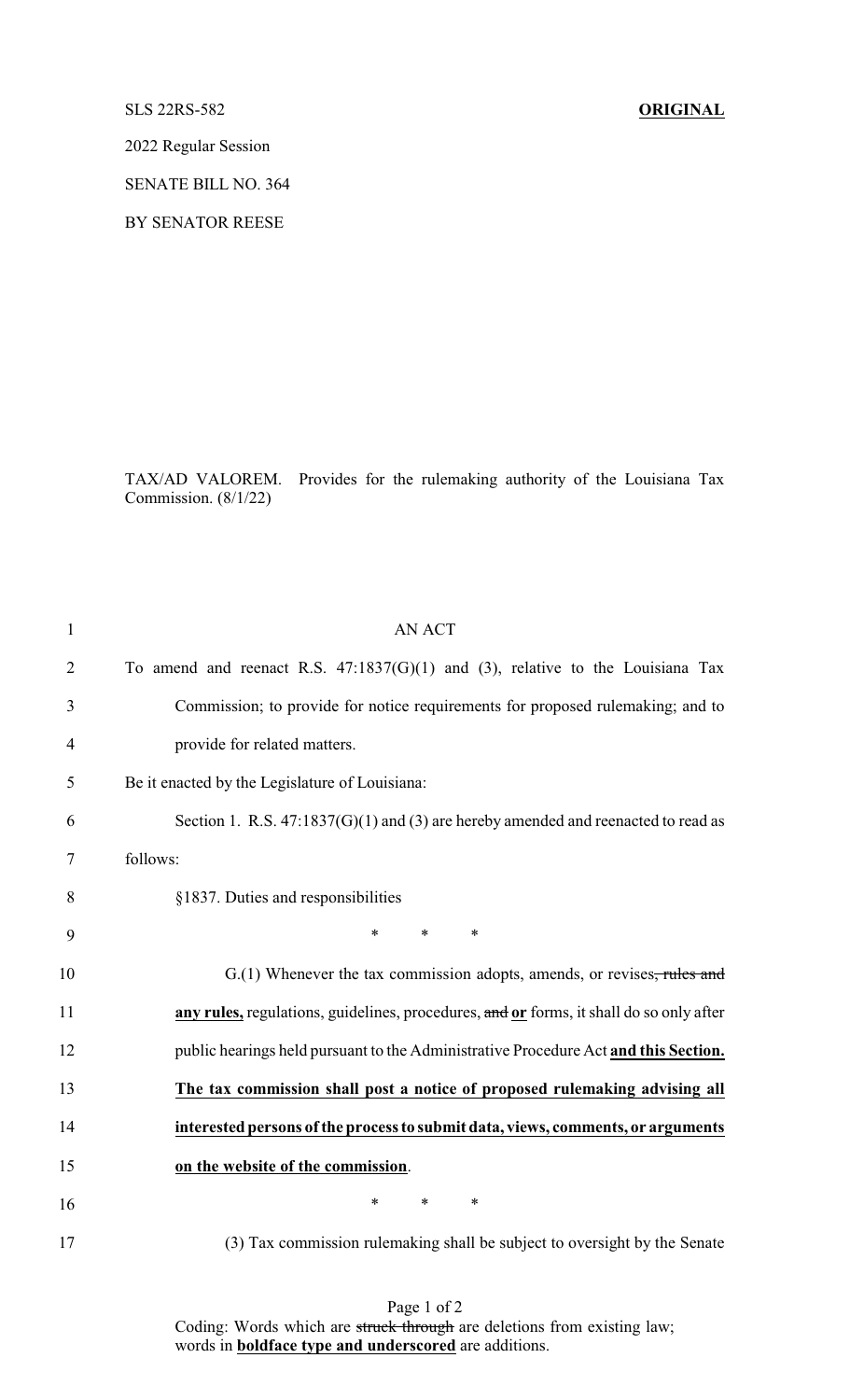SLS 22RS-582 **ORIGINAL**

2022 Regular Session

SENATE BILL NO. 364

BY SENATOR REESE

TAX/AD VALOREM. Provides for the rulemaking authority of the Louisiana Tax Commission. (8/1/22)

AN ACT

To amend and reenact R.S. 47:1837(G)(1) and (3), relative to the Louisiana Tax Commission; to provide for notice requirements for proposed rulemaking; and to provide for related matters.

Be it enacted by the Legislature of Louisiana:

Section 1. R.S. 47:1837(G)(1) and (3) are hereby amended and reenacted to read as follows:

§1837. Duties and responsibilities

\* \* \*

G.(1) Whenever the tax commission adopts, amends, or revises~~, rules and~~ **any rules,** regulations, guidelines, procedures, ~~and~~ **or** forms, it shall do so only after public hearings held pursuant to the Administrative Procedure Act **and this Section. The tax commission shall post a notice of proposed rulemaking advising all interested persons of the process to submit data, views, comments, or arguments on the website of the commission**.

\* \* \*

(3) Tax commission rulemaking shall be subject to oversight by the Senate

Coding: Words which are ~~struck through~~ are deletions from existing law; words in **boldface type and underscored** are additions.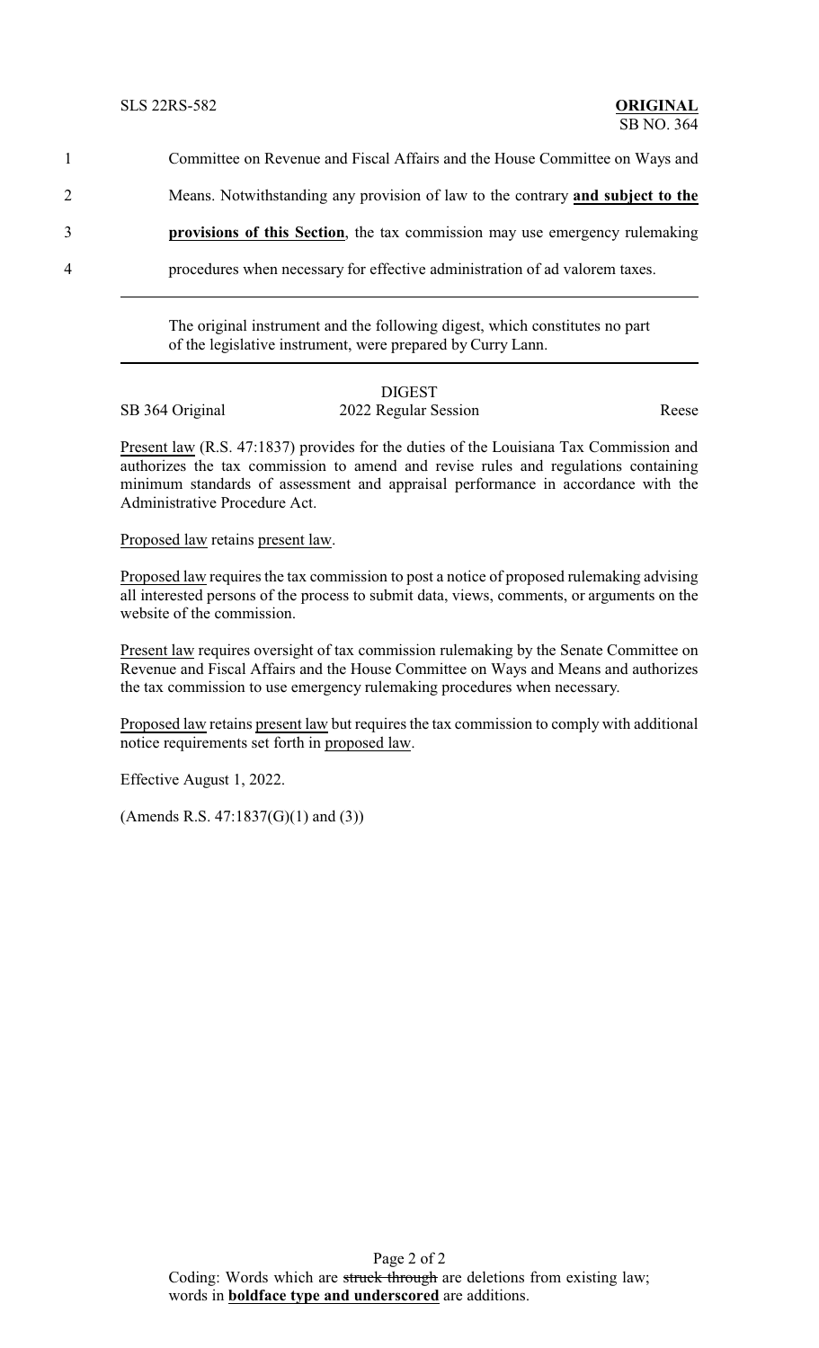1 Committee on Revenue and Fiscal Affairs and the House Committee on Ways and

2 Means. Notwithstanding any provision of law to the contrary **<u>and subject to the</u>**

3 **<u>provisions of this Section</u>**, the tax commission may use emergency rulemaking

4 procedures when necessary for effective administration of ad valorem taxes.

---

The original instrument and the following digest, which constitutes no part of the legislative instrument, were prepared by Curry Lann.

---

DIGEST

SB 364 Original — 2022 Regular Session — Reese

<u>Present law</u> (R.S. 47:1837) provides for the duties of the Louisiana Tax Commission and authorizes the tax commission to amend and revise rules and regulations containing minimum standards of assessment and appraisal performance in accordance with the Administrative Procedure Act.

<u>Proposed law</u> retains <u>present law</u>.

<u>Proposed law</u> requires the tax commission to post a notice of proposed rulemaking advising all interested persons of the process to submit data, views, comments, or arguments on the website of the commission.

<u>Present law</u> requires oversight of tax commission rulemaking by the Senate Committee on Revenue and Fiscal Affairs and the House Committee on Ways and Means and authorizes the tax commission to use emergency rulemaking procedures when necessary.

<u>Proposed law</u> retains <u>present law</u> but requires the tax commission to comply with additional notice requirements set forth in <u>proposed law</u>.

Effective August 1, 2022.

(Amends R.S. 47:1837(G)(1) and (3))